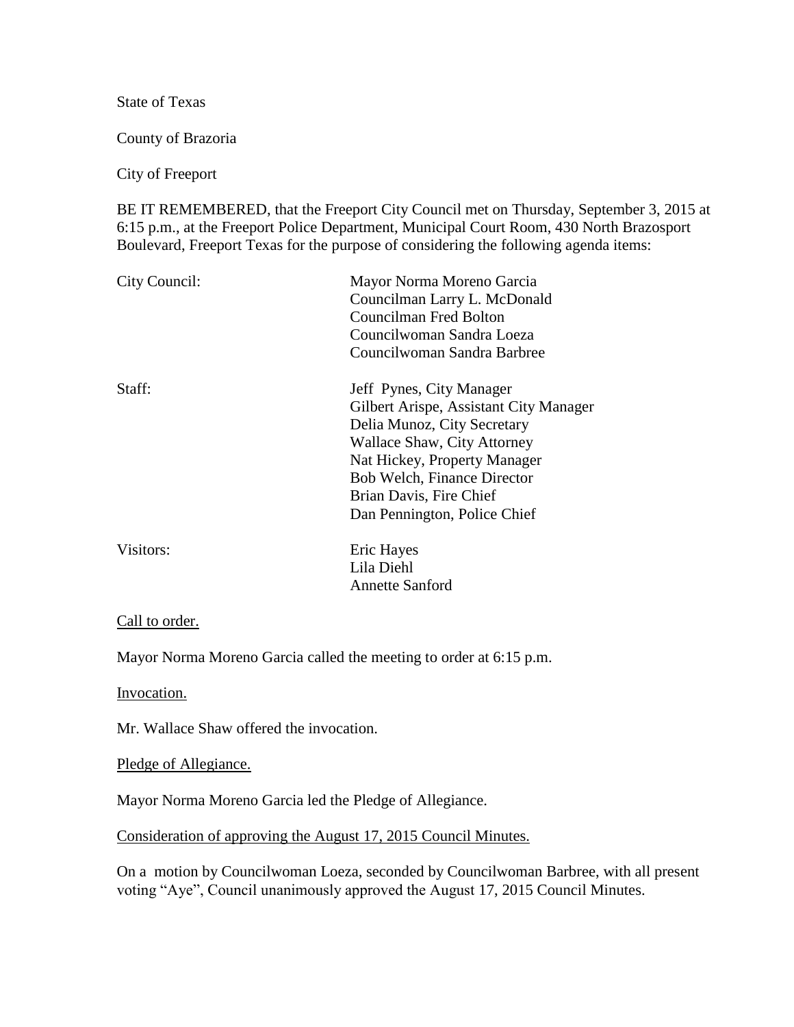State of Texas

County of Brazoria

City of Freeport

BE IT REMEMBERED, that the Freeport City Council met on Thursday, September 3, 2015 at 6:15 p.m., at the Freeport Police Department, Municipal Court Room, 430 North Brazosport Boulevard, Freeport Texas for the purpose of considering the following agenda items:

| | |
|---|---|
| City Council: | Mayor Norma Moreno Garcia<br>Councilman Larry L. McDonald<br>Councilman Fred Bolton<br>Councilwoman Sandra Loeza<br>Councilwoman Sandra Barbree |
| Staff: | Jeff Pynes, City Manager<br>Gilbert Arispe, Assistant City Manager<br>Delia Munoz, City Secretary<br>Wallace Shaw, City Attorney<br>Nat Hickey, Property Manager<br>Bob Welch, Finance Director<br>Brian Davis, Fire Chief<br>Dan Pennington, Police Chief |
| Visitors: | Eric Hayes<br>Lila Diehl<br>Annette Sanford |

Call to order.

Mayor Norma Moreno Garcia called the meeting to order at 6:15 p.m.

Invocation.

Mr. Wallace Shaw offered the invocation.

Pledge of Allegiance.

Mayor Norma Moreno Garcia led the Pledge of Allegiance.

Consideration of approving the August 17, 2015 Council Minutes.

On a motion by Councilwoman Loeza, seconded by Councilwoman Barbree, with all present voting "Aye", Council unanimously approved the August 17, 2015 Council Minutes.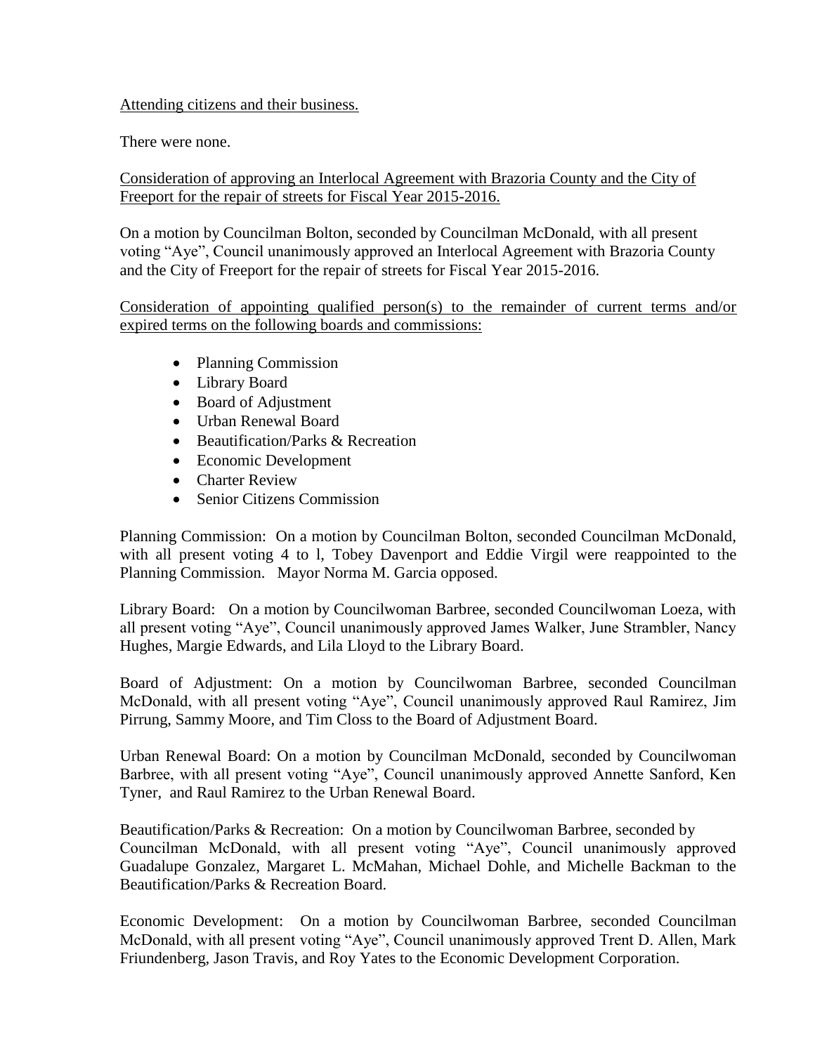Attending citizens and their business.

There were none.

Consideration of approving an Interlocal Agreement with Brazoria County and the City of Freeport for the repair of streets for Fiscal Year 2015-2016.

On a motion by Councilman Bolton, seconded by Councilman McDonald, with all present voting "Aye", Council unanimously approved an Interlocal Agreement with Brazoria County and the City of Freeport for the repair of streets for Fiscal Year 2015-2016.

Consideration of appointing qualified person(s) to the remainder of current terms and/or expired terms on the following boards and commissions:

- Planning Commission
- Library Board
- Board of Adjustment
- Urban Renewal Board
- Beautification/Parks & Recreation
- Economic Development
- Charter Review
- Senior Citizens Commission

Planning Commission: On a motion by Councilman Bolton, seconded Councilman McDonald, with all present voting 4 to l, Tobey Davenport and Eddie Virgil were reappointed to the Planning Commission. Mayor Norma M. Garcia opposed.

Library Board: On a motion by Councilwoman Barbree, seconded Councilwoman Loeza, with all present voting "Aye", Council unanimously approved James Walker, June Strambler, Nancy Hughes, Margie Edwards, and Lila Lloyd to the Library Board.

Board of Adjustment: On a motion by Councilwoman Barbree, seconded Councilman McDonald, with all present voting "Aye", Council unanimously approved Raul Ramirez, Jim Pirrung, Sammy Moore, and Tim Closs to the Board of Adjustment Board.

Urban Renewal Board: On a motion by Councilman McDonald, seconded by Councilwoman Barbree, with all present voting "Aye", Council unanimously approved Annette Sanford, Ken Tyner, and Raul Ramirez to the Urban Renewal Board.

Beautification/Parks & Recreation: On a motion by Councilwoman Barbree, seconded by Councilman McDonald, with all present voting "Aye", Council unanimously approved Guadalupe Gonzalez, Margaret L. McMahan, Michael Dohle, and Michelle Backman to the Beautification/Parks & Recreation Board.

Economic Development: On a motion by Councilwoman Barbree, seconded Councilman McDonald, with all present voting "Aye", Council unanimously approved Trent D. Allen, Mark Friundenberg, Jason Travis, and Roy Yates to the Economic Development Corporation.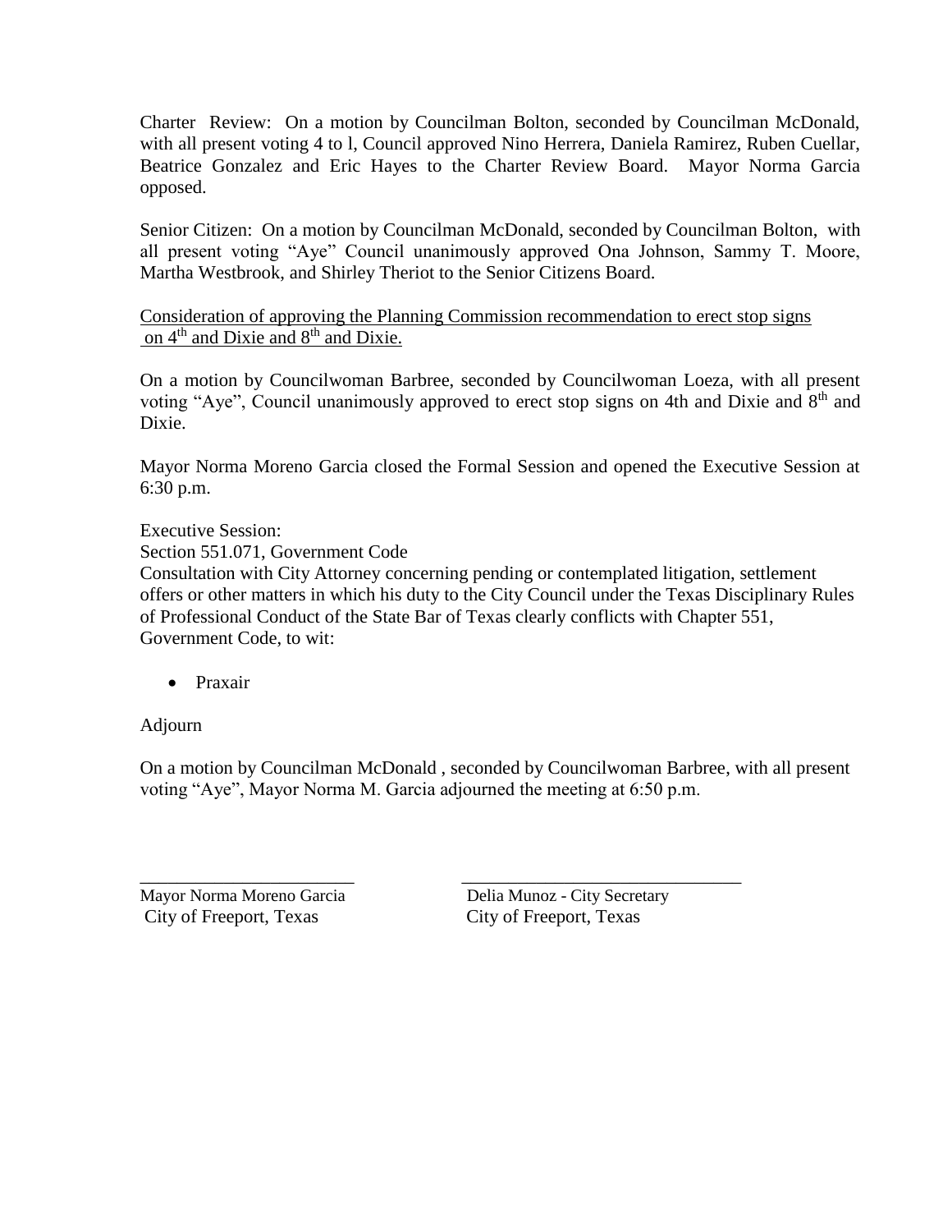Charter Review: On a motion by Councilman Bolton, seconded by Councilman McDonald, with all present voting 4 to l, Council approved Nino Herrera, Daniela Ramirez, Ruben Cuellar, Beatrice Gonzalez and Eric Hayes to the Charter Review Board. Mayor Norma Garcia opposed.

Senior Citizen: On a motion by Councilman McDonald, seconded by Councilman Bolton, with all present voting "Aye" Council unanimously approved Ona Johnson, Sammy T. Moore, Martha Westbrook, and Shirley Theriot to the Senior Citizens Board.

<u>Consideration of approving the Planning Commission recommendation to erect stop signs on 4th and Dixie and 8th and Dixie.</u>

On a motion by Councilwoman Barbree, seconded by Councilwoman Loeza, with all present voting "Aye", Council unanimously approved to erect stop signs on 4th and Dixie and 8th and Dixie.

Mayor Norma Moreno Garcia closed the Formal Session and opened the Executive Session at 6:30 p.m.

Executive Session:
Section 551.071, Government Code
Consultation with City Attorney concerning pending or contemplated litigation, settlement offers or other matters in which his duty to the City Council under the Texas Disciplinary Rules of Professional Conduct of the State Bar of Texas clearly conflicts with Chapter 551, Government Code, to wit:

- Praxair

Adjourn

On a motion by Councilman McDonald , seconded by Councilwoman Barbree, with all present voting "Aye", Mayor Norma M. Garcia adjourned the meeting at 6:50 p.m.

\_\_\_\_\_\_\_\_\_\_\_\_\_\_\_\_\_\_\_\_\_\_\_\_
Mayor Norma Moreno Garcia
City of Freeport, Texas

\_\_\_\_\_\_\_\_\_\_\_\_\_\_\_\_\_\_\_\_\_\_\_\_\_\_\_\_\_\_\_
Delia Munoz - City Secretary
City of Freeport, Texas